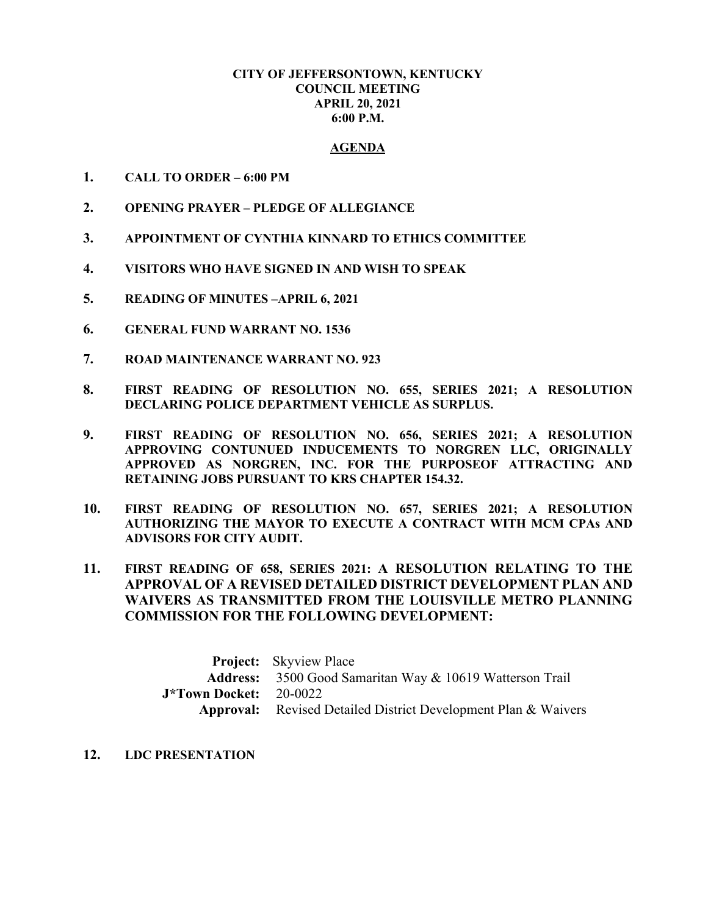**CITY OF JEFFERSONTOWN, KENTUCKY**
**COUNCIL MEETING**
**APRIL 20, 2021**
**6:00 P.M.**

## AGENDA

1. **CALL TO ORDER – 6:00 PM**

2. **OPENING PRAYER – PLEDGE OF ALLEGIANCE**

3. **APPOINTMENT OF CYNTHIA KINNARD TO ETHICS COMMITTEE**

4. **VISITORS WHO HAVE SIGNED IN AND WISH TO SPEAK**

5. **READING OF MINUTES –APRIL 6, 2021**

6. **GENERAL FUND WARRANT NO. 1536**

7. **ROAD MAINTENANCE WARRANT NO. 923**

8. **FIRST READING OF RESOLUTION NO. 655, SERIES 2021; A RESOLUTION DECLARING POLICE DEPARTMENT VEHICLE AS SURPLUS.**

9. **FIRST READING OF RESOLUTION NO. 656, SERIES 2021; A RESOLUTION APPROVING CONTUNUED INDUCEMENTS TO NORGREN LLC, ORIGINALLY APPROVED AS NORGREN, INC. FOR THE PURPOSEOF ATTRACTING AND RETAINING JOBS PURSUANT TO KRS CHAPTER 154.32.**

10. **FIRST READING OF RESOLUTION NO. 657, SERIES 2021; A RESOLUTION AUTHORIZING THE MAYOR TO EXECUTE A CONTRACT WITH MCM CPAs AND ADVISORS FOR CITY AUDIT.**

11. **FIRST READING OF 658, SERIES 2021: A RESOLUTION RELATING TO THE APPROVAL OF A REVISED DETAILED DISTRICT DEVELOPMENT PLAN AND WAIVERS AS TRANSMITTED FROM THE LOUISVILLE METRO PLANNING COMMISSION FOR THE FOLLOWING DEVELOPMENT:**

    **Project:** Skyview Place
    **Address:** 3500 Good Samaritan Way & 10619 Watterson Trail
    **J*Town Docket:** 20-0022
    **Approval:** Revised Detailed District Development Plan & Waivers

12. **LDC PRESENTATION**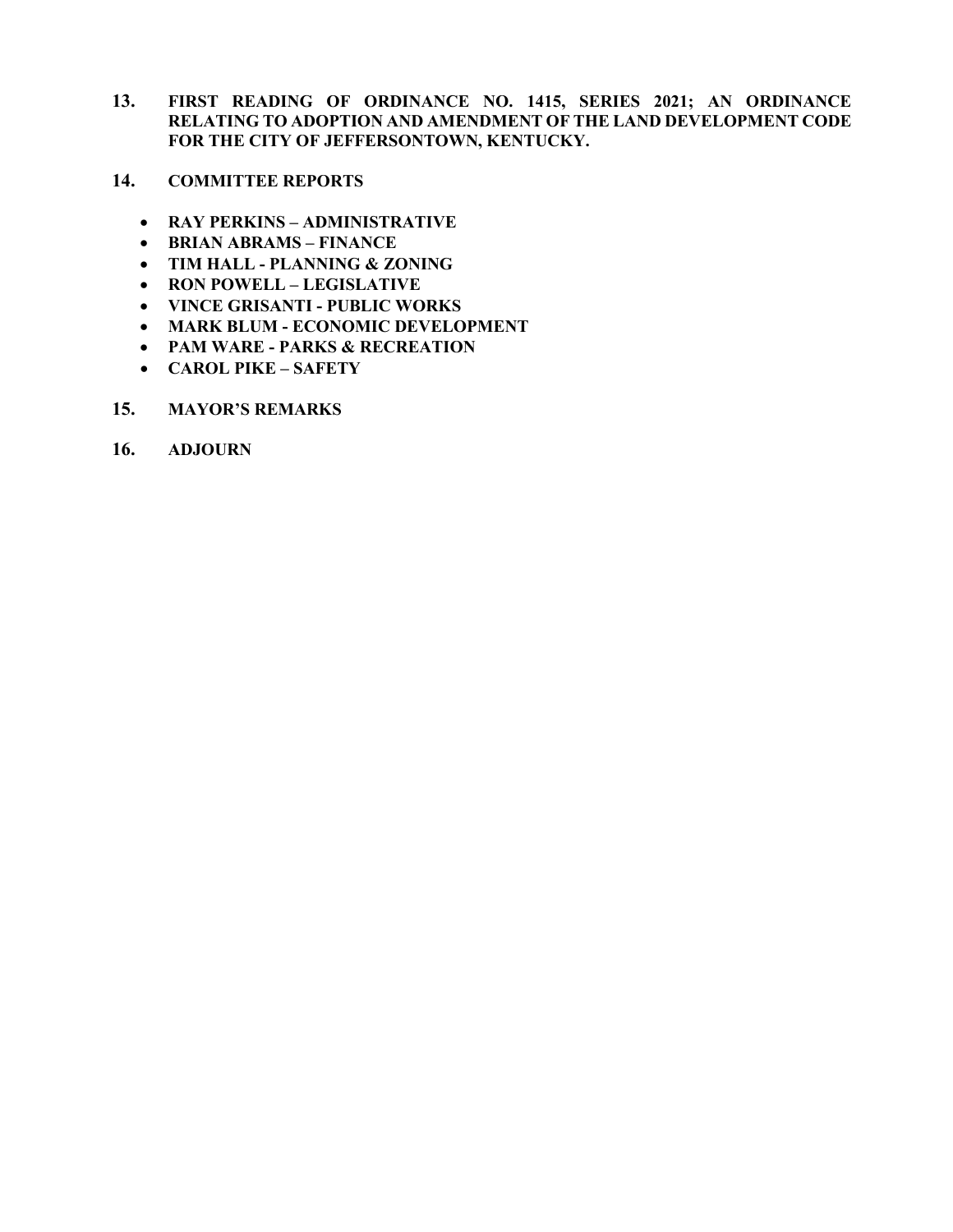**13. FIRST READING OF ORDINANCE NO. 1415, SERIES 2021; AN ORDINANCE RELATING TO ADOPTION AND AMENDMENT OF THE LAND DEVELOPMENT CODE FOR THE CITY OF JEFFERSONTOWN, KENTUCKY.**

**14. COMMITTEE REPORTS**

- **RAY PERKINS – ADMINISTRATIVE**
- **BRIAN ABRAMS – FINANCE**
- **TIM HALL - PLANNING & ZONING**
- **RON POWELL – LEGISLATIVE**
- **VINCE GRISANTI - PUBLIC WORKS**
- **MARK BLUM - ECONOMIC DEVELOPMENT**
- **PAM WARE - PARKS & RECREATION**
- **CAROL PIKE – SAFETY**

**15. MAYOR'S REMARKS**

**16. ADJOURN**